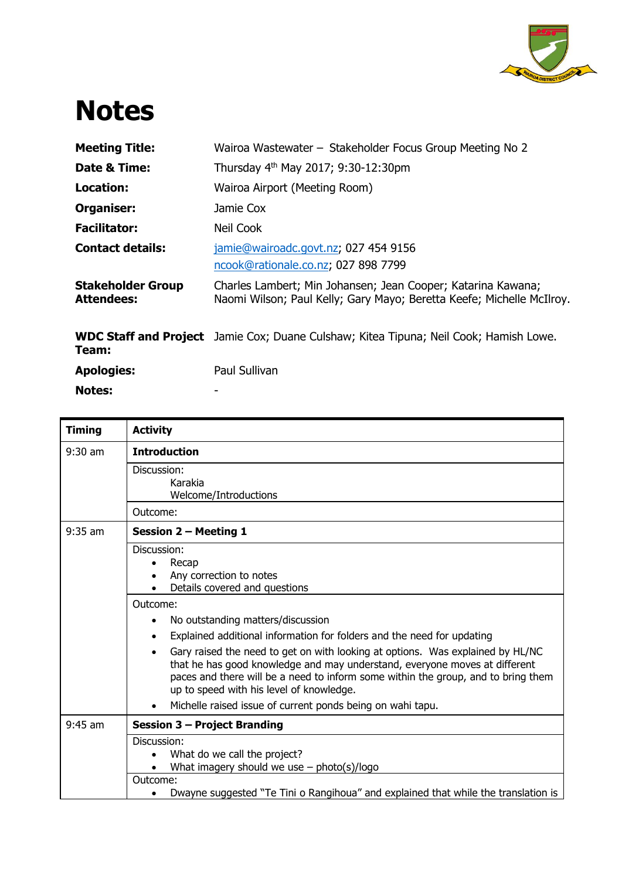# Notes

| | |
|---|---|
| **Meeting Title:** | Wairoa Wastewater – Stakeholder Focus Group Meeting No 2 |
| **Date & Time:** | Thursday 4th May 2017; 9:30-12:30pm |
| **Location:** | Wairoa Airport (Meeting Room) |
| **Organiser:** | Jamie Cox |
| **Facilitator:** | Neil Cook |
| **Contact details:** | jamie@wairoadc.govt.nz; 027 454 9156<br>ncook@rationale.co.nz; 027 898 7799 |
| **Stakeholder Group Attendees:** | Charles Lambert; Min Johansen; Jean Cooper; Katarina Kawana; Naomi Wilson; Paul Kelly; Gary Mayo; Beretta Keefe; Michelle McIlroy. |
| **WDC Staff and Project Team:** | Jamie Cox; Duane Culshaw; Kitea Tipuna; Neil Cook; Hamish Lowe. |
| **Apologies:** | Paul Sullivan |
| **Notes:** | - |

| Timing | Activity |
|---|---|
| 9:30 am | **Introduction** |
| | Discussion:<br>Karakia<br>Welcome/Introductions |
| | Outcome: |
| 9:35 am | **Session 2 – Meeting 1** |
| | Discussion:<br>• Recap<br>• Any correction to notes<br>• Details covered and questions |
| | Outcome:<br>• No outstanding matters/discussion<br>• Explained additional information for folders and the need for updating<br>• Gary raised the need to get on with looking at options. Was explained by HL/NC that he has good knowledge and may understand, everyone moves at different paces and there will be a need to inform some within the group, and to bring them up to speed with his level of knowledge.<br>• Michelle raised issue of current ponds being on wahi tapu. |
| 9:45 am | **Session 3 – Project Branding** |
| | Discussion:<br>• What do we call the project?<br>• What imagery should we use – photo(s)/logo |
| | Outcome:<br>• Dwayne suggested "Te Tini o Rangihoua" and explained that while the translation is |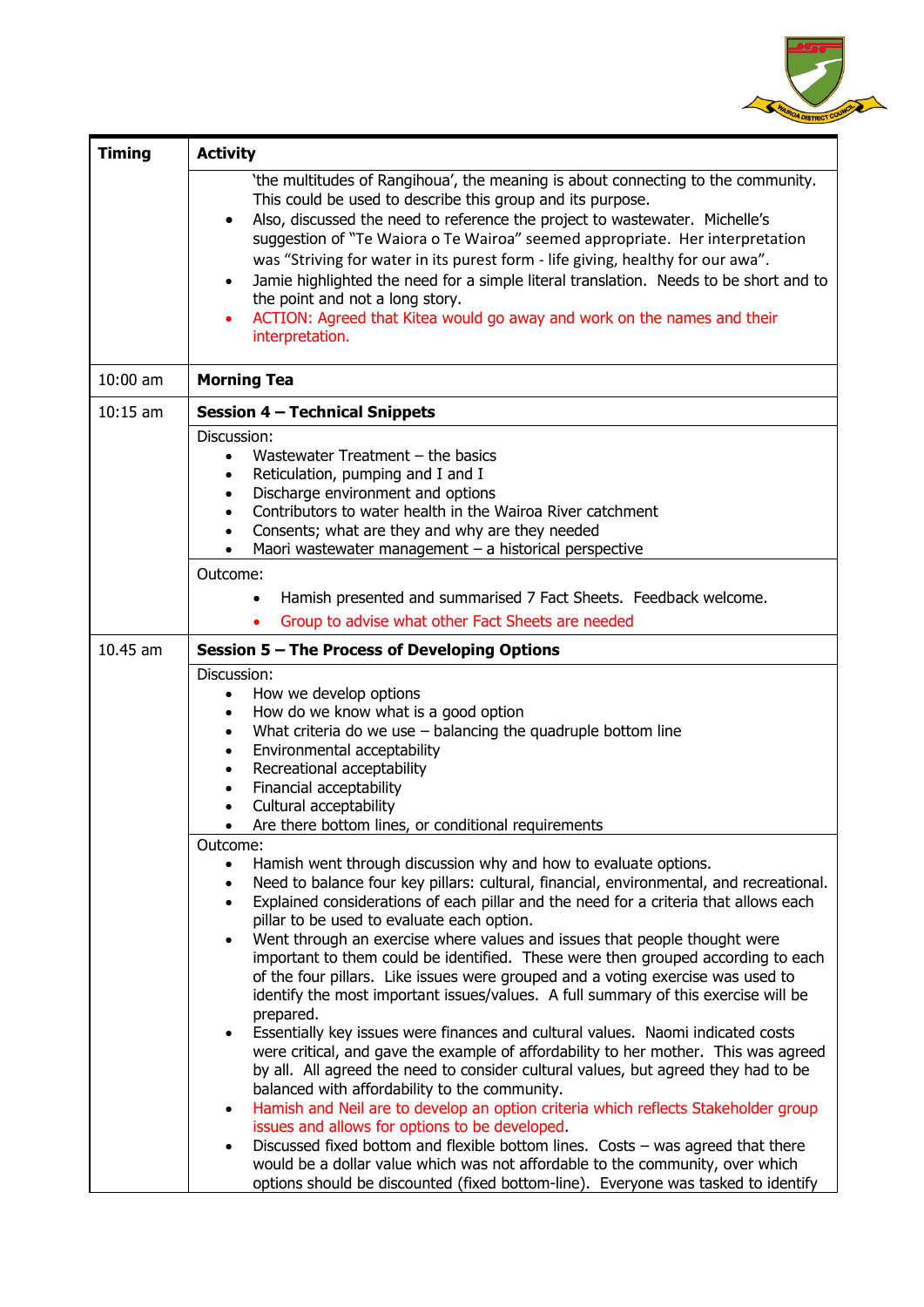| Timing | Activity |
|---|---|
| | 'the multitudes of Rangihoua', the meaning is about connecting to the community. This could be used to describe this group and its purpose.<br>• Also, discussed the need to reference the project to wastewater. Michelle's suggestion of "Te Waiora o Te Wairoa" seemed appropriate. Her interpretation was "Striving for water in its purest form - life giving, healthy for our awa".<br>• Jamie highlighted the need for a simple literal translation. Needs to be short and to the point and not a long story.<br>• ACTION: Agreed that Kitea would go away and work on the names and their interpretation. |
| 10:00 am | **Morning Tea** |
| 10:15 am | **Session 4 – Technical Snippets** |
| | Discussion:<br>• Wastewater Treatment – the basics<br>• Reticulation, pumping and I and I<br>• Discharge environment and options<br>• Contributors to water health in the Wairoa River catchment<br>• Consents; what are they and why are they needed<br>• Maori wastewater management – a historical perspective |
| | Outcome:<br>• Hamish presented and summarised 7 Fact Sheets. Feedback welcome.<br>• Group to advise what other Fact Sheets are needed |
| 10.45 am | **Session 5 – The Process of Developing Options** |
| | Discussion:<br>• How we develop options<br>• How do we know what is a good option<br>• What criteria do we use – balancing the quadruple bottom line<br>• Environmental acceptability<br>• Recreational acceptability<br>• Financial acceptability<br>• Cultural acceptability<br>• Are there bottom lines, or conditional requirements |
| | Outcome:<br>• Hamish went through discussion why and how to evaluate options.<br>• Need to balance four key pillars: cultural, financial, environmental, and recreational.<br>• Explained considerations of each pillar and the need for a criteria that allows each pillar to be used to evaluate each option.<br>• Went through an exercise where values and issues that people thought were important to them could be identified. These were then grouped according to each of the four pillars. Like issues were grouped and a voting exercise was used to identify the most important issues/values. A full summary of this exercise will be prepared.<br>• Essentially key issues were finances and cultural values. Naomi indicated costs were critical, and gave the example of affordability to her mother. This was agreed by all. All agreed the need to consider cultural values, but agreed they had to be balanced with affordability to the community.<br>• Hamish and Neil are to develop an option criteria which reflects Stakeholder group issues and allows for options to be developed.<br>• Discussed fixed bottom and flexible bottom lines. Costs – was agreed that there would be a dollar value which was not affordable to the community, over which options should be discounted (fixed bottom-line). Everyone was tasked to identify |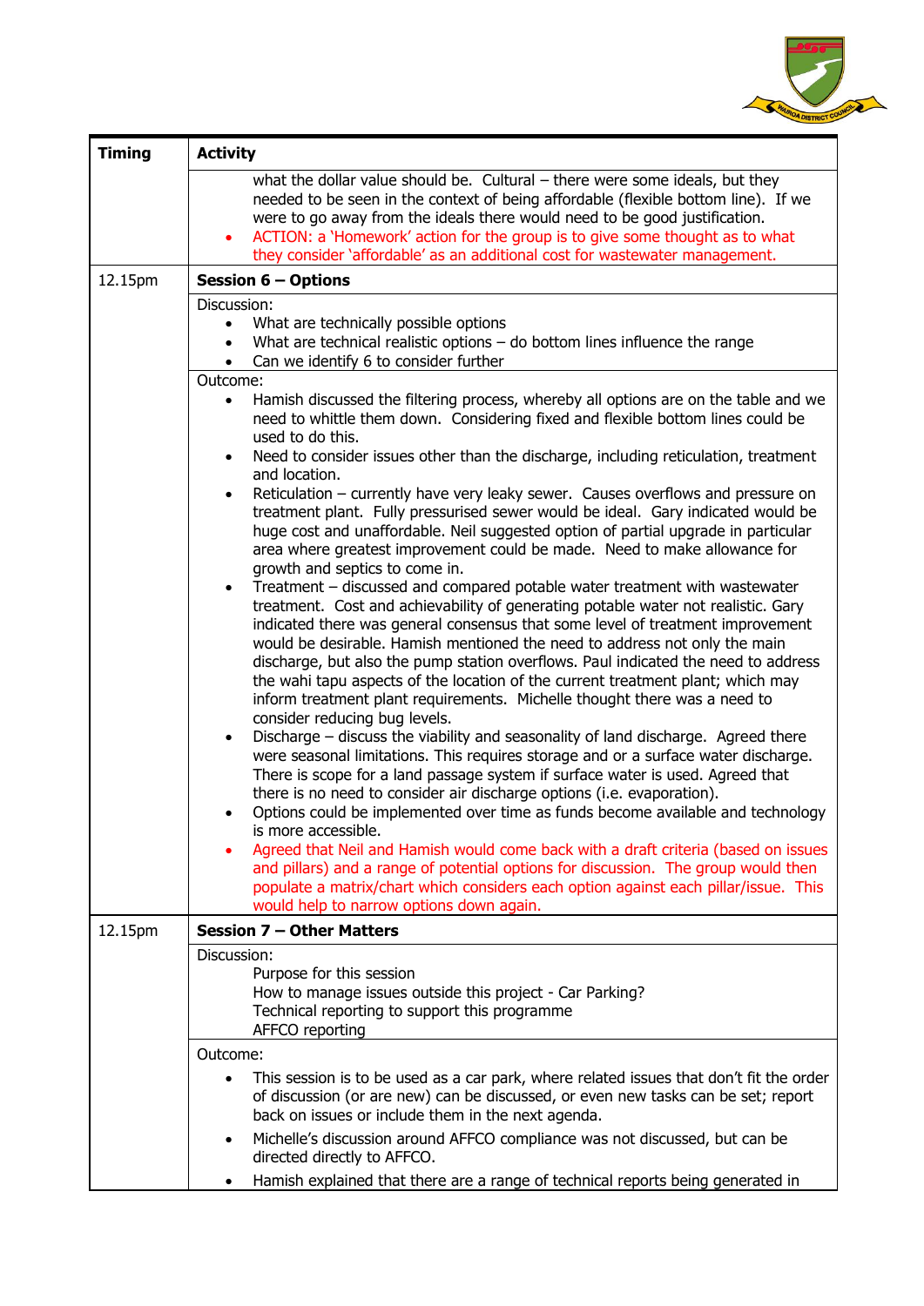| Timing | Activity |
|---|---|
| | what the dollar value should be. Cultural – there were some ideals, but they needed to be seen in the context of being affordable (flexible bottom line). If we were to go away from the ideals there would need to be good justification.<br>• ACTION: a 'Homework' action for the group is to give some thought as to what they consider 'affordable' as an additional cost for wastewater management. |
| 12.15pm | **Session 6 – Options** |
| | Discussion:<br>• What are technically possible options<br>• What are technical realistic options – do bottom lines influence the range<br>• Can we identify 6 to consider further |
| | Outcome:<br>• Hamish discussed the filtering process, whereby all options are on the table and we need to whittle them down. Considering fixed and flexible bottom lines could be used to do this.<br>• Need to consider issues other than the discharge, including reticulation, treatment and location.<br>• Reticulation – currently have very leaky sewer. Causes overflows and pressure on treatment plant. Fully pressurised sewer would be ideal. Gary indicated would be huge cost and unaffordable. Neil suggested option of partial upgrade in particular area where greatest improvement could be made. Need to make allowance for growth and septics to come in.<br>• Treatment – discussed and compared potable water treatment with wastewater treatment. Cost and achievability of generating potable water not realistic. Gary indicated there was general consensus that some level of treatment improvement would be desirable. Hamish mentioned the need to address not only the main discharge, but also the pump station overflows. Paul indicated the need to address the wahi tapu aspects of the location of the current treatment plant; which may inform treatment plant requirements. Michelle thought there was a need to consider reducing bug levels.<br>• Discharge – discuss the viability and seasonality of land discharge. Agreed there were seasonal limitations. This requires storage and or a surface water discharge. There is scope for a land passage system if surface water is used. Agreed that there is no need to consider air discharge options (i.e. evaporation).<br>• Options could be implemented over time as funds become available and technology is more accessible.<br>• Agreed that Neil and Hamish would come back with a draft criteria (based on issues and pillars) and a range of potential options for discussion. The group would then populate a matrix/chart which considers each option against each pillar/issue. This would help to narrow options down again. |
| 12.15pm | **Session 7 – Other Matters** |
| | Discussion:<br>Purpose for this session<br>How to manage issues outside this project - Car Parking?<br>Technical reporting to support this programme<br>AFFCO reporting |
| | Outcome:<br>• This session is to be used as a car park, where related issues that don't fit the order of discussion (or are new) can be discussed, or even new tasks can be set; report back on issues or include them in the next agenda.<br>• Michelle's discussion around AFFCO compliance was not discussed, but can be directed directly to AFFCO.<br>• Hamish explained that there are a range of technical reports being generated in |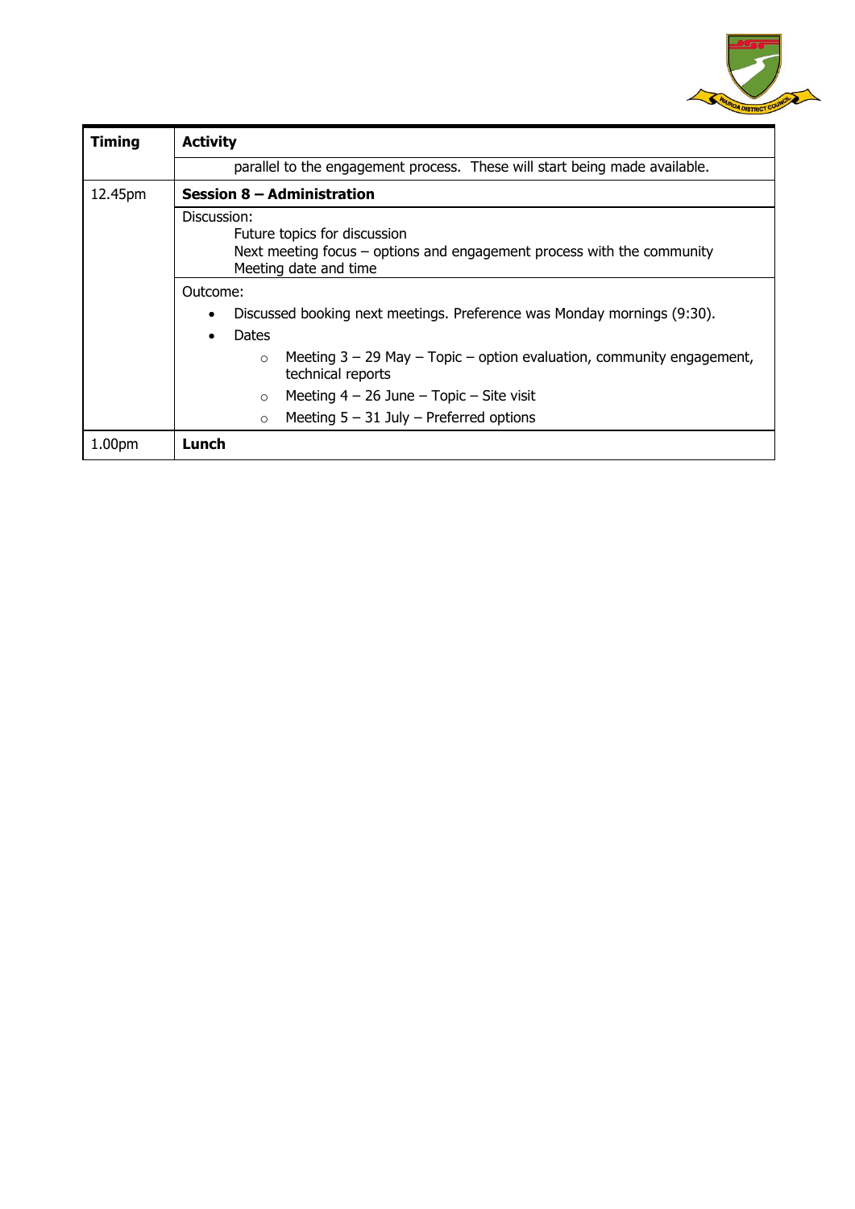| Timing | Activity |
|---|---|
| | parallel to the engagement process. These will start being made available. |
| 12.45pm | **Session 8 – Administration** |
| | Discussion:<br>Future topics for discussion<br>Next meeting focus – options and engagement process with the community<br>Meeting date and time |
| | Outcome:<br>• Discussed booking next meetings. Preference was Monday mornings (9:30).<br>• Dates<br>  ○ Meeting 3 – 29 May – Topic – option evaluation, community engagement, technical reports<br>  ○ Meeting 4 – 26 June – Topic – Site visit<br>  ○ Meeting 5 – 31 July – Preferred options |
| 1.00pm | **Lunch** |